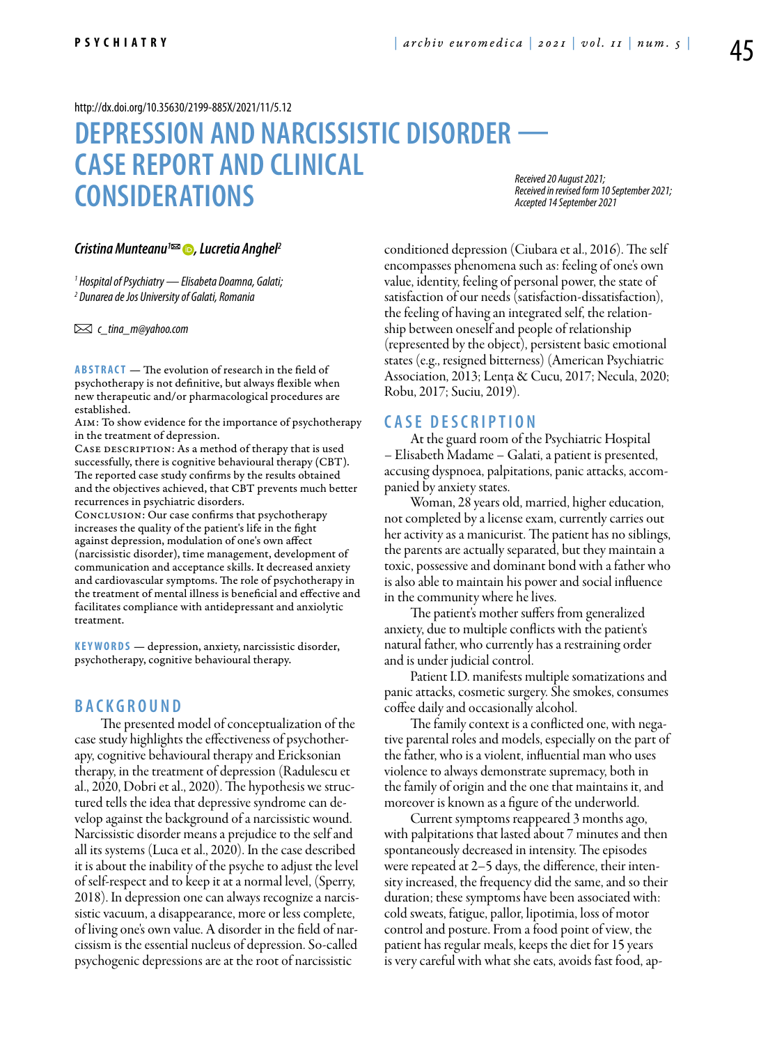http://dx.doi.org/10.35630/2199-885X/2021/11/5.12

# DEPRESSION AND NARCISSISTIC DISORDER — CASE REPORT AND CLINICAL CONSIDERATIONS

*Received 20 August 2021;*
*Received in revised form 10 September 2021;*
*Accepted 14 September 2021*

***Cristina Munteanu[1]✉, Lucretia Anghel[2]***

*[1] Hospital of Psychiatry — Elisabeta Doamna, Galati;*
*[2] Dunarea de Jos University of Galati, Romania*

✉ *c_tina_m@yahoo.com*

**ABSTRACT** — The evolution of research in the field of psychotherapy is not definitive, but always flexible when new therapeutic and/or pharmacological procedures are established.

Aim: To show evidence for the importance of psychotherapy in the treatment of depression.

Case description: As a method of therapy that is used successfully, there is cognitive behavioural therapy (CBT). The reported case study confirms by the results obtained and the objectives achieved, that CBT prevents much better recurrences in psychiatric disorders.

Conclusion: Our case confirms that psychotherapy increases the quality of the patient's life in the fight against depression, modulation of one's own affect (narcissistic disorder), time management, development of communication and acceptance skills. It decreased anxiety and cardiovascular symptoms. The role of psychotherapy in the treatment of mental illness is beneficial and effective and facilitates compliance with antidepressant and anxiolytic treatment.

**KEYWORDS** — depression, anxiety, narcissistic disorder, psychotherapy, cognitive behavioural therapy.

## BACKGROUND

The presented model of conceptualization of the case study highlights the effectiveness of psychotherapy, cognitive behavioural therapy and Ericksonian therapy, in the treatment of depression (Radulescu et al., 2020, Dobri et al., 2020). The hypothesis we structured tells the idea that depressive syndrome can develop against the background of a narcissistic wound. Narcissistic disorder means a prejudice to the self and all its systems (Luca et al., 2020). In the case described it is about the inability of the psyche to adjust the level of self-respect and to keep it at a normal level, (Sperry, 2018). In depression one can always recognize a narcissistic vacuum, a disappearance, more or less complete, of living one's own value. A disorder in the field of narcissism is the essential nucleus of depression. So-called psychogenic depressions are at the root of narcissistic conditioned depression (Ciubara et al., 2016). The self encompasses phenomena such as: feeling of one's own value, identity, feeling of personal power, the state of satisfaction of our needs (satisfaction-dissatisfaction), the feeling of having an integrated self, the relationship between oneself and people of relationship (represented by the object), persistent basic emotional states (e.g., resigned bitterness) (American Psychiatric Association, 2013; Lența & Cucu, 2017; Necula, 2020; Robu, 2017; Suciu, 2019).

## CASE DESCRIPTION

At the guard room of the Psychiatric Hospital – Elisabeth Madame – Galati, a patient is presented, accusing dyspnoea, palpitations, panic attacks, accompanied by anxiety states.

Woman, 28 years old, married, higher education, not completed by a license exam, currently carries out her activity as a manicurist. The patient has no siblings, the parents are actually separated, but they maintain a toxic, possessive and dominant bond with a father who is also able to maintain his power and social influence in the community where he lives.

The patient's mother suffers from generalized anxiety, due to multiple conflicts with the patient's natural father, who currently has a restraining order and is under judicial control.

Patient I.D. manifests multiple somatizations and panic attacks, cosmetic surgery. She smokes, consumes coffee daily and occasionally alcohol.

The family context is a conflicted one, with negative parental roles and models, especially on the part of the father, who is a violent, influential man who uses violence to always demonstrate supremacy, both in the family of origin and the one that maintains it, and moreover is known as a figure of the underworld.

Current symptoms reappeared 3 months ago, with palpitations that lasted about 7 minutes and then spontaneously decreased in intensity. The episodes were repeated at 2–5 days, the difference, their intensity increased, the frequency did the same, and so their duration; these symptoms have been associated with: cold sweats, fatigue, pallor, lipotimia, loss of motor control and posture. From a food point of view, the patient has regular meals, keeps the diet for 15 years is very careful with what she eats, avoids fast food, ap-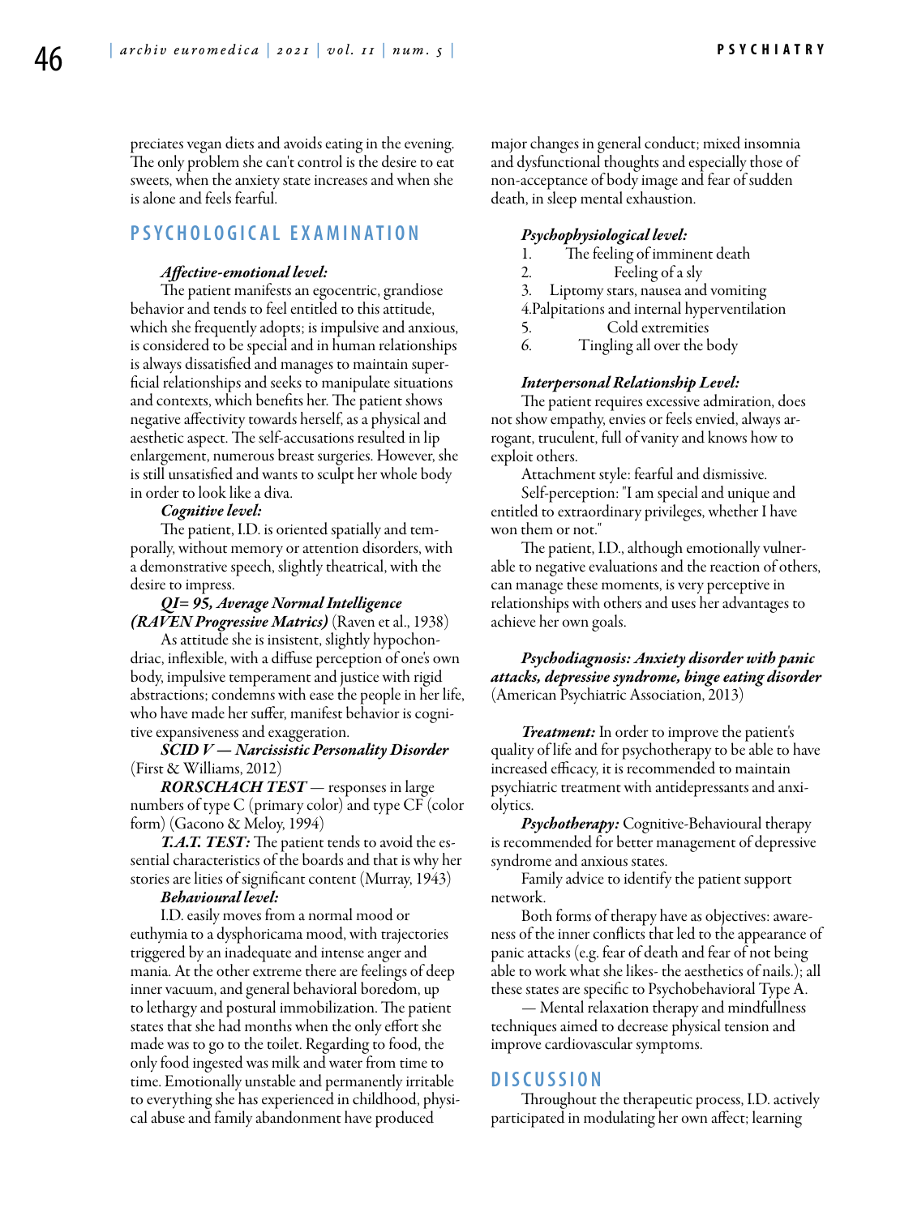preciates vegan diets and avoids eating in the evening. The only problem she can't control is the desire to eat sweets, when the anxiety state increases and when she is alone and feels fearful.

## PSYCHOLOGICAL EXAMINATION

***Affective-emotional level:***

The patient manifests an egocentric, grandiose behavior and tends to feel entitled to this attitude, which she frequently adopts; is impulsive and anxious, is considered to be special and in human relationships is always dissatisfied and manages to maintain superficial relationships and seeks to manipulate situations and contexts, which benefits her. The patient shows negative affectivity towards herself, as a physical and aesthetic aspect. The self-accusations resulted in lip enlargement, numerous breast surgeries. However, she is still unsatisfied and wants to sculpt her whole body in order to look like a diva.

***Cognitive level:***

The patient, I.D. is oriented spatially and temporally, without memory or attention disorders, with a demonstrative speech, slightly theatrical, with the desire to impress.

***QI= 95, Average Normal Intelligence (RAVEN Progressive Matrics)*** (Raven et al., 1938)

As attitude she is insistent, slightly hypochondriac, inflexible, with a diffuse perception of one's own body, impulsive temperament and justice with rigid abstractions; condemns with ease the people in her life, who have made her suffer, manifest behavior is cognitive expansiveness and exaggeration.

***SCID V — Narcissistic Personality Disorder*** (First & Williams, 2012)

***RORSCHACH TEST*** — responses in large numbers of type C (primary color) and type CF (color form) (Gacono & Meloy, 1994)

***T.A.T. TEST:*** The patient tends to avoid the essential characteristics of the boards and that is why her stories are lities of significant content (Murray, 1943)

***Behavioural level:***

I.D. easily moves from a normal mood or euthymia to a dysphoricama mood, with trajectories triggered by an inadequate and intense anger and mania. At the other extreme there are feelings of deep inner vacuum, and general behavioral boredom, up to lethargy and postural immobilization. The patient states that she had months when the only effort she made was to go to the toilet. Regarding to food, the only food ingested was milk and water from time to time. Emotionally unstable and permanently irritable to everything she has experienced in childhood, physical abuse and family abandonment have produced major changes in general conduct; mixed insomnia and dysfunctional thoughts and especially those of non-acceptance of body image and fear of sudden death, in sleep mental exhaustion.

***Psychophysiological level:***

1. The feeling of imminent death
2. Feeling of a sly
3. Liptomy stars, nausea and vomiting
4. Palpitations and internal hyperventilation
5. Cold extremities
6. Tingling all over the body

***Interpersonal Relationship Level:***

The patient requires excessive admiration, does not show empathy, envies or feels envied, always arrogant, truculent, full of vanity and knows how to exploit others.

Attachment style: fearful and dismissive.

Self-perception: "I am special and unique and entitled to extraordinary privileges, whether I have won them or not."

The patient, I.D., although emotionally vulnerable to negative evaluations and the reaction of others, can manage these moments, is very perceptive in relationships with others and uses her advantages to achieve her own goals.

***Psychodiagnosis: Anxiety disorder with panic attacks, depressive syndrome, binge eating disorder*** (American Psychiatric Association, 2013)

***Treatment:*** In order to improve the patient's quality of life and for psychotherapy to be able to have increased efficacy, it is recommended to maintain psychiatric treatment with antidepressants and anxiolytics.

***Psychotherapy:*** Cognitive-Behavioural therapy is recommended for better management of depressive syndrome and anxious states.

Family advice to identify the patient support network.

Both forms of therapy have as objectives: awareness of the inner conflicts that led to the appearance of panic attacks (e.g. fear of death and fear of not being able to work what she likes- the aesthetics of nails.); all these states are specific to Psychobehavioral Type A.

— Mental relaxation therapy and mindfullness techniques aimed to decrease physical tension and improve cardiovascular symptoms.

## DISCUSSION

Throughout the therapeutic process, I.D. actively participated in modulating her own affect; learning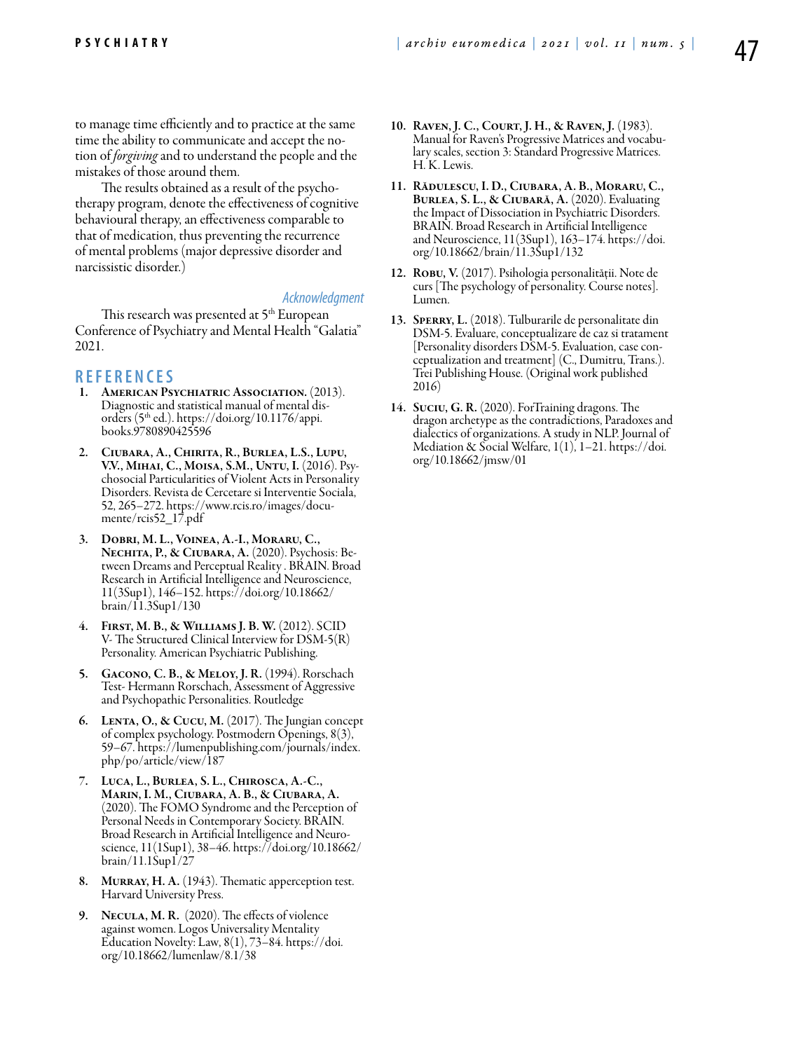to manage time efficiently and to practice at the same time the ability to communicate and accept the notion of *forgiving* and to understand the people and the mistakes of those around them.

The results obtained as a result of the psychotherapy program, denote the effectiveness of cognitive behavioural therapy, an effectiveness comparable to that of medication, thus preventing the recurrence of mental problems (major depressive disorder and narcissistic disorder.)

### *Acknowledgment*

This research was presented at 5th European Conference of Psychiatry and Mental Health "Galatia" 2021.

## REFERENCES

1. **American Psychiatric Association.** (2013). Diagnostic and statistical manual of mental disorders (5th ed.). https://doi.org/10.1176/appi.books.9780890425596
2. **Ciubara, A., Chirita, R., Burlea, L.S., Lupu, V.V., Mihai, C., Moisa, S.M., Untu, I.** (2016). Psychosocial Particularities of Violent Acts in Personality Disorders. Revista de Cercetare si Interventie Sociala, 52, 265–272. https://www.rcis.ro/images/documente/rcis52_17.pdf
3. **Dobri, M. L., Voinea, A.-I., Moraru, C., Nechita, P., & Ciubara, A.** (2020). Psychosis: Between Dreams and Perceptual Reality . BRAIN. Broad Research in Artificial Intelligence and Neuroscience, 11(3Sup1), 146–152. https://doi.org/10.18662/brain/11.3Sup1/130
4. **First, M. B., & Williams J. B. W.** (2012). SCID V- The Structured Clinical Interview for DSM-5(R) Personality. American Psychiatric Publishing.
5. **Gacono, C. B., & Meloy, J. R.** (1994). Rorschach Test- Hermann Rorschach, Assessment of Aggressive and Psychopathic Personalities. Routledge
6. **Lenta, O., & Cucu, M.** (2017). The Jungian concept of complex psychology. Postmodern Openings, 8(3), 59–67. https://lumenpublishing.com/journals/index.php/po/article/view/187
7. **Luca, L., Burlea, S. L., Chirosca, A.-C., Marin, I. M., Ciubara, A. B., & Ciubara, A.** (2020). The FOMO Syndrome and the Perception of Personal Needs in Contemporary Society. BRAIN. Broad Research in Artificial Intelligence and Neuroscience, 11(1Sup1), 38–46. https://doi.org/10.18662/brain/11.1Sup1/27
8. **Murray, H. A.** (1943). Thematic apperception test. Harvard University Press.
9. **Necula, M. R.** (2020). The effects of violence against women. Logos Universality Mentality Education Novelty: Law, 8(1), 73–84. https://doi.org/10.18662/lumenlaw/8.1/38
10. **Raven, J. C., Court, J. H., & Raven, J.** (1983). Manual for Raven's Progressive Matrices and vocabulary scales, section 3: Standard Progressive Matrices. H. K. Lewis.
11. **Rădulescu, I. D., Ciubara, A. B., Moraru, C., Burlea, S. L., & Ciubară, A.** (2020). Evaluating the Impact of Dissociation in Psychiatric Disorders. BRAIN. Broad Research in Artificial Intelligence and Neuroscience, 11(3Sup1), 163–174. https://doi.org/10.18662/brain/11.3Sup1/132
12. **Robu, V.** (2017). Psihologia personalității. Note de curs [The psychology of personality. Course notes]. Lumen.
13. **Sperry, L.** (2018). Tulburarile de personalitate din DSM-5. Evaluare, conceptualizare de caz si tratament [Personality disorders DSM-5. Evaluation, case conceptualization and treatment] (C., Dumitru, Trans.). Trei Publishing House. (Original work published 2016)
14. **Suciu, G. R.** (2020). ForTraining dragons. The dragon archetype as the contradictions, Paradoxes and dialectics of organizations. A study in NLP. Journal of Mediation & Social Welfare, 1(1), 1–21. https://doi.org/10.18662/jmsw/01